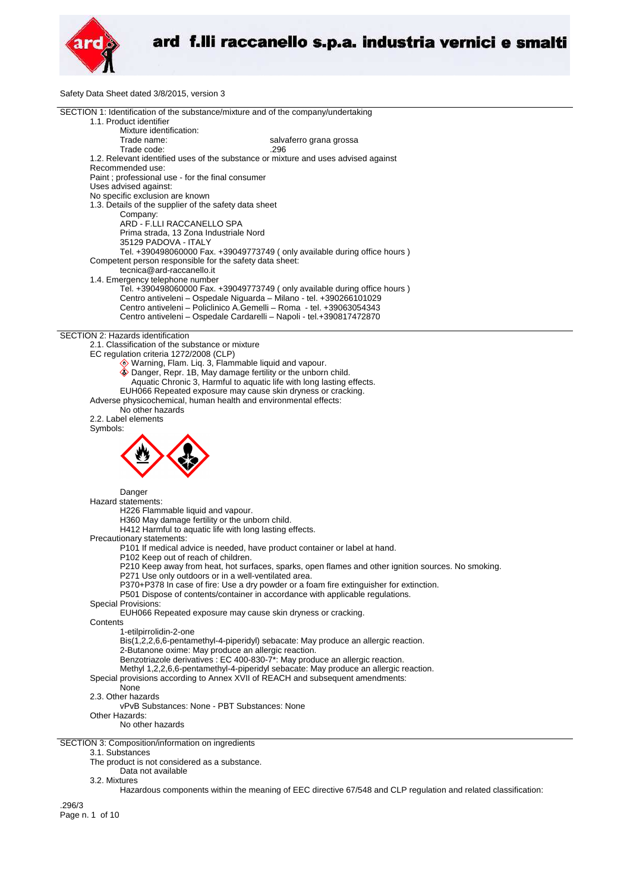Safety Data Sheet dated 3/8/2015, version 3

## SECTION 1: Identification of the substance/mixture and of the company/undertaking

1.1. Product identifier

Mixture identification:

Trade name: salvaferro grana grossa

Trade code: .296

1.2. Relevant identified uses of the substance or mixture and uses advised against

Recommended use:

Paint ; professional use - for the final consumer

Uses advised against:

No specific exclusion are known

1.3. Details of the supplier of the safety data sheet

Company:

ARD - F.LLI RACCANELLO SPA
Prima strada, 13 Zona Industriale Nord
35129 PADOVA - ITALY
Tel. +390498060000 Fax. +39049773749 ( only available during office hours )

Competent person responsible for the safety data sheet:

tecnica@ard-raccanello.it

1.4. Emergency telephone number

Tel. +390498060000 Fax. +39049773749 ( only available during office hours )
Centro antiveleni – Ospedale Niguarda – Milano - tel. +390266101029
Centro antiveleni – Policlinico A.Gemelli – Roma - tel. +39063054343
Centro antiveleni – Ospedale Cardarelli – Napoli - tel.+390817472870

## SECTION 2: Hazards identification

2.1. Classification of the substance or mixture

EC regulation criteria 1272/2008 (CLP)

- Warning, Flam. Liq. 3, Flammable liquid and vapour.
- Danger, Repr. 1B, May damage fertility or the unborn child.
- Aquatic Chronic 3, Harmful to aquatic life with long lasting effects.

EUH066 Repeated exposure may cause skin dryness or cracking.

Adverse physicochemical, human health and environmental effects:

No other hazards

2.2. Label elements

Symbols:

Danger

Hazard statements:

H226 Flammable liquid and vapour.
H360 May damage fertility or the unborn child.
H412 Harmful to aquatic life with long lasting effects.

Precautionary statements:

P101 If medical advice is needed, have product container or label at hand.
P102 Keep out of reach of children.
P210 Keep away from heat, hot surfaces, sparks, open flames and other ignition sources. No smoking.
P271 Use only outdoors or in a well-ventilated area.
P370+P378 In case of fire: Use a dry powder or a foam fire extinguisher for extinction.
P501 Dispose of contents/container in accordance with applicable regulations.

Special Provisions:

EUH066 Repeated exposure may cause skin dryness or cracking.

Contents

1-etilpirrolidin-2-one
Bis(1,2,2,6,6-pentamethyl-4-piperidyl) sebacate: May produce an allergic reaction.
2-Butanone oxime: May produce an allergic reaction.
Benzotriazole derivatives : EC 400-830-7*: May produce an allergic reaction.
Methyl 1,2,2,6,6-pentamethyl-4-piperidyl sebacate: May produce an allergic reaction.

Special provisions according to Annex XVII of REACH and subsequent amendments:

None

2.3. Other hazards

vPvB Substances: None - PBT Substances: None

Other Hazards:

No other hazards

## SECTION 3: Composition/information on ingredients

3.1. Substances

The product is not considered as a substance.

Data not available

3.2. Mixtures

Hazardous components within the meaning of EEC directive 67/548 and CLP regulation and related classification: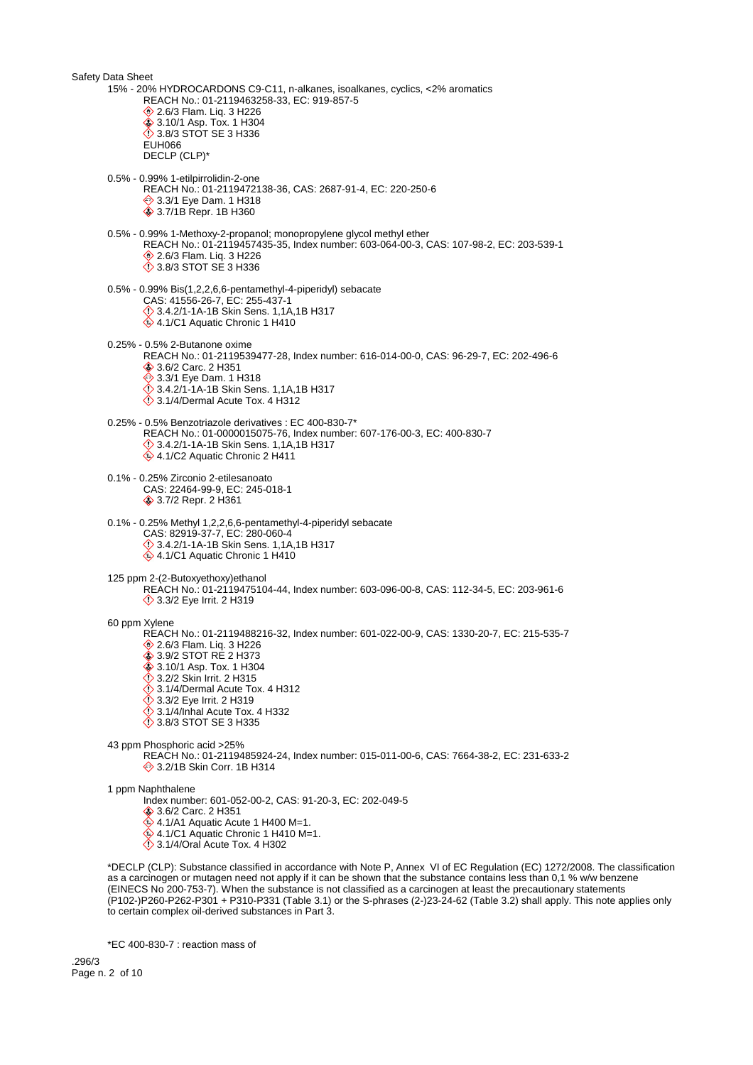15% - 20% HYDROCARDONS C9-C11, n-alkanes, isoalkanes, cyclics, <2% aromatics
- REACH No.: 01-2119463258-33, EC: 919-857-5
- 2.6/3 Flam. Liq. 3 H226
- 3.10/1 Asp. Tox. 1 H304
- 3.8/3 STOT SE 3 H336
- EUH066
- DECLP (CLP)*

0.5% - 0.99% 1-etilpirrolidin-2-one
- REACH No.: 01-2119472138-36, CAS: 2687-91-4, EC: 220-250-6
- 3.3/1 Eye Dam. 1 H318
- 3.7/1B Repr. 1B H360

0.5% - 0.99% 1-Methoxy-2-propanol; monopropylene glycol methyl ether
- REACH No.: 01-2119457435-35, Index number: 603-064-00-3, CAS: 107-98-2, EC: 203-539-1
- 2.6/3 Flam. Liq. 3 H226
- 3.8/3 STOT SE 3 H336

0.5% - 0.99% Bis(1,2,2,6,6-pentamethyl-4-piperidyl) sebacate
- CAS: 41556-26-7, EC: 255-437-1
- 3.4.2/1-1A-1B Skin Sens. 1,1A,1B H317
- 4.1/C1 Aquatic Chronic 1 H410

0.25% - 0.5% 2-Butanone oxime
- REACH No.: 01-2119539477-28, Index number: 616-014-00-0, CAS: 96-29-7, EC: 202-496-6
- 3.6/2 Carc. 2 H351
- 3.3/1 Eye Dam. 1 H318
- 3.4.2/1-1A-1B Skin Sens. 1,1A,1B H317
- 3.1/4/Dermal Acute Tox. 4 H312

0.25% - 0.5% Benzotriazole derivatives : EC 400-830-7*
- REACH No.: 01-0000015075-76, Index number: 607-176-00-3, EC: 400-830-7
- 3.4.2/1-1A-1B Skin Sens. 1,1A,1B H317
- 4.1/C2 Aquatic Chronic 2 H411

0.1% - 0.25% Zirconio 2-etilesanoato
- CAS: 22464-99-9, EC: 245-018-1
- 3.7/2 Repr. 2 H361

0.1% - 0.25% Methyl 1,2,2,6,6-pentamethyl-4-piperidyl sebacate
- CAS: 82919-37-7, EC: 280-060-4
- 3.4.2/1-1A-1B Skin Sens. 1,1A,1B H317
- 4.1/C1 Aquatic Chronic 1 H410

125 ppm 2-(2-Butoxyethoxy)ethanol
- REACH No.: 01-2119475104-44, Index number: 603-096-00-8, CAS: 112-34-5, EC: 203-961-6
- 3.3/2 Eye Irrit. 2 H319

60 ppm Xylene
- REACH No.: 01-2119488216-32, Index number: 601-022-00-9, CAS: 1330-20-7, EC: 215-535-7
- 2.6/3 Flam. Liq. 3 H226
- 3.9/2 STOT RE 2 H373
- 3.10/1 Asp. Tox. 1 H304
- 3.2/2 Skin Irrit. 2 H315
- 3.1/4/Dermal Acute Tox. 4 H312
- 3.3/2 Eye Irrit. 2 H319
- 3.1/4/Inhal Acute Tox. 4 H332
- 3.8/3 STOT SE 3 H335

43 ppm Phosphoric acid >25%
- REACH No.: 01-2119485924-24, Index number: 015-011-00-6, CAS: 7664-38-2, EC: 231-633-2
- 3.2/1B Skin Corr. 1B H314

1 ppm Naphthalene
- Index number: 601-052-00-2, CAS: 91-20-3, EC: 202-049-5
- 3.6/2 Carc. 2 H351
- 4.1/A1 Aquatic Acute 1 H400 M=1.
- 4.1/C1 Aquatic Chronic 1 H410 M=1.
- 3.1/4/Oral Acute Tox. 4 H302

*DECLP (CLP): Substance classified in accordance with Note P, Annex VI of EC Regulation (EC) 1272/2008. The classification as a carcinogen or mutagen need not apply if it can be shown that the substance contains less than 0,1 % w/w benzene (EINECS No 200-753-7). When the substance is not classified as a carcinogen at least the precautionary statements (P102-)P260-P262-P301 + P310-P331 (Table 3.1) or the S-phrases (2-)23-24-62 (Table 3.2) shall apply. This note applies only to certain complex oil-derived substances in Part 3.

*EC 400-830-7 : reaction mass of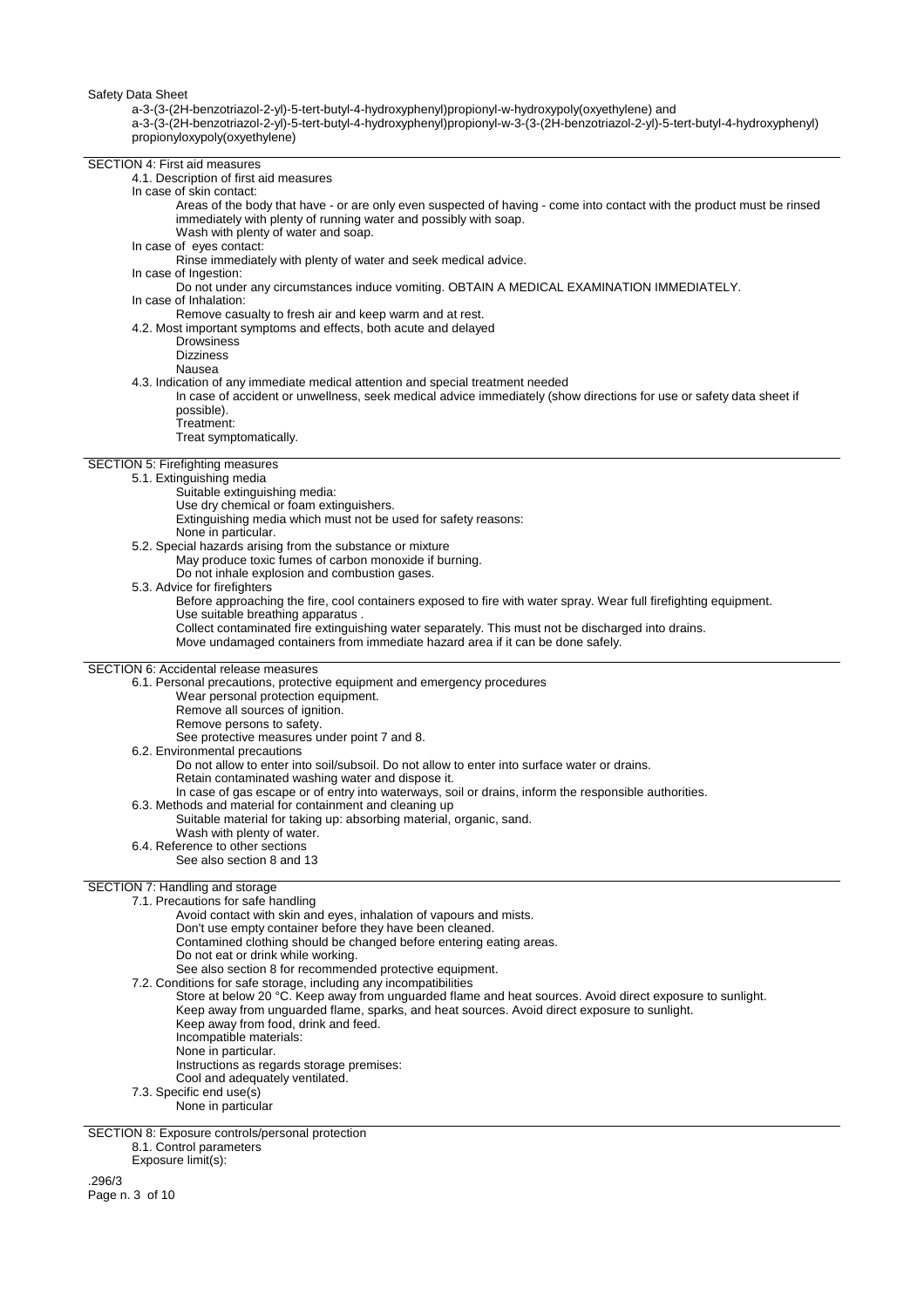## SECTION 4: First aid measures

### 4.1. Description of first aid measures

In case of skin contact:

Areas of the body that have - or are only even suspected of having - come into contact with the product must be rinsed immediately with plenty of running water and possibly with soap.
Wash with plenty of water and soap.

In case of eyes contact:

Rinse immediately with plenty of water and seek medical advice.

In case of Ingestion:

Do not under any circumstances induce vomiting. OBTAIN A MEDICAL EXAMINATION IMMEDIATELY.

In case of Inhalation:

Remove casualty to fresh air and keep warm and at rest.

### 4.2. Most important symptoms and effects, both acute and delayed

Drowsiness
Dizziness
Nausea

### 4.3. Indication of any immediate medical attention and special treatment needed

In case of accident or unwellness, seek medical advice immediately (show directions for use or safety data sheet if possible).
Treatment:
Treat symptomatically.

## SECTION 5: Firefighting measures

### 5.1. Extinguishing media

Suitable extinguishing media:
Use dry chemical or foam extinguishers.
Extinguishing media which must not be used for safety reasons:
None in particular.

### 5.2. Special hazards arising from the substance or mixture

May produce toxic fumes of carbon monoxide if burning.
Do not inhale explosion and combustion gases.

### 5.3. Advice for firefighters

Before approaching the fire, cool containers exposed to fire with water spray. Wear full firefighting equipment.
Use suitable breathing apparatus .
Collect contaminated fire extinguishing water separately. This must not be discharged into drains.
Move undamaged containers from immediate hazard area if it can be done safely.

## SECTION 6: Accidental release measures

### 6.1. Personal precautions, protective equipment and emergency procedures

Wear personal protection equipment.
Remove all sources of ignition.
Remove persons to safety.
See protective measures under point 7 and 8.

### 6.2. Environmental precautions

Do not allow to enter into soil/subsoil. Do not allow to enter into surface water or drains.
Retain contaminated washing water and dispose it.
In case of gas escape or of entry into waterways, soil or drains, inform the responsible authorities.

### 6.3. Methods and material for containment and cleaning up

Suitable material for taking up: absorbing material, organic, sand.
Wash with plenty of water.

### 6.4. Reference to other sections

See also section 8 and 13

## SECTION 7: Handling and storage

### 7.1. Precautions for safe handling

Avoid contact with skin and eyes, inhalation of vapours and mists.
Don't use empty container before they have been cleaned.
Contamined clothing should be changed before entering eating areas.
Do not eat or drink while working.
See also section 8 for recommended protective equipment.

### 7.2. Conditions for safe storage, including any incompatibilities

Store at below 20 °C. Keep away from unguarded flame and heat sources. Avoid direct exposure to sunlight.
Keep away from unguarded flame, sparks, and heat sources. Avoid direct exposure to sunlight.
Keep away from food, drink and feed.
Incompatible materials:
None in particular.
Instructions as regards storage premises:
Cool and adequately ventilated.

### 7.3. Specific end use(s)

None in particular

## SECTION 8: Exposure controls/personal protection

### 8.1. Control parameters

Exposure limit(s):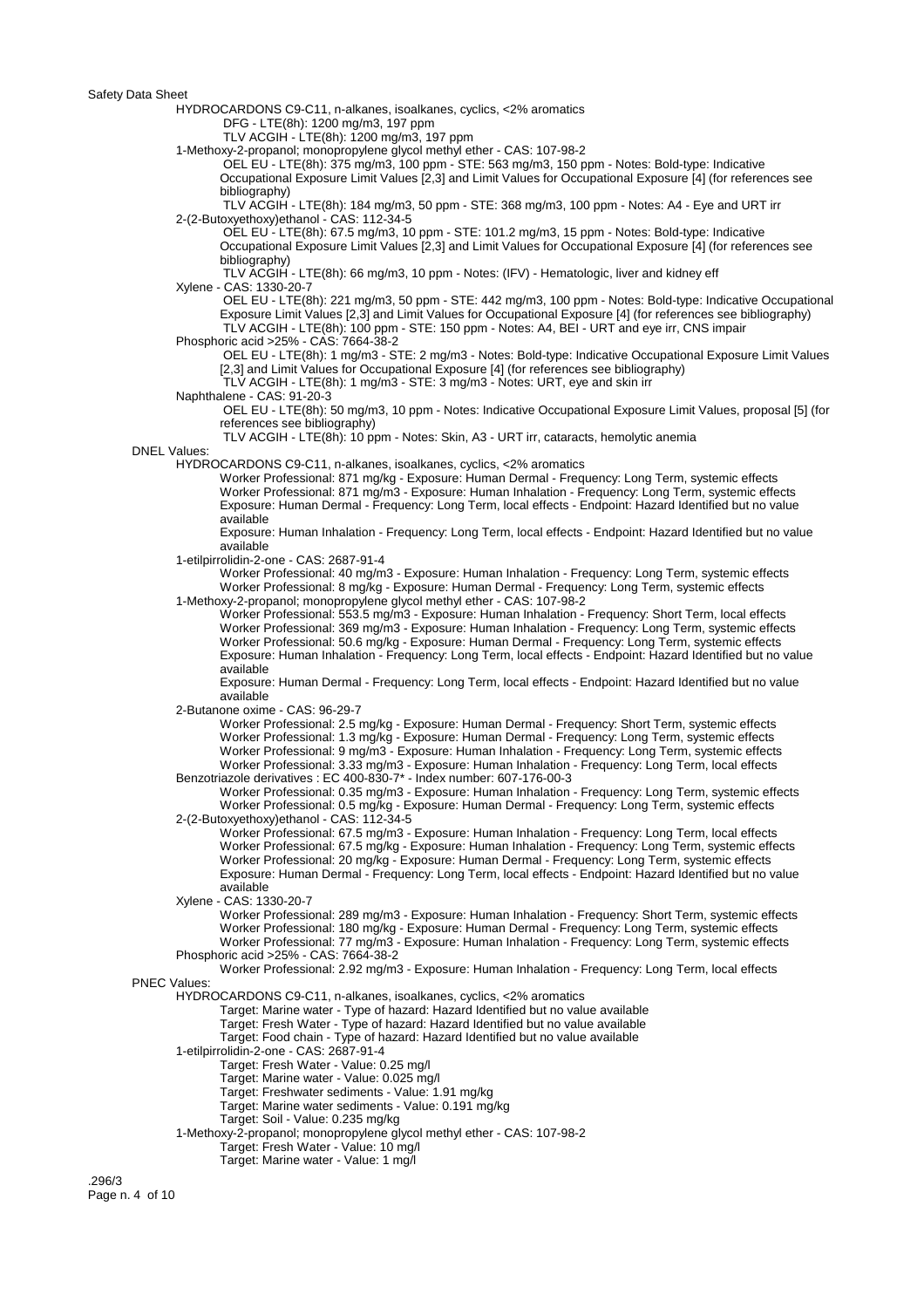HYDROCARDONS C9-C11, n-alkanes, isoalkanes, cyclics, <2% aromatics

- DFG - LTE(8h): 1200 mg/m3, 197 ppm
- TLV ACGIH - LTE(8h): 1200 mg/m3, 197 ppm

1-Methoxy-2-propanol; monopropylene glycol methyl ether - CAS: 107-98-2

- OEL EU - LTE(8h): 375 mg/m3, 100 ppm - STE: 563 mg/m3, 150 ppm - Notes: Bold-type: Indicative Occupational Exposure Limit Values [2,3] and Limit Values for Occupational Exposure [4] (for references see bibliography)
- TLV ACGIH - LTE(8h): 184 mg/m3, 50 ppm - STE: 368 mg/m3, 100 ppm - Notes: A4 - Eye and URT irr

2-(2-Butoxyethoxy)ethanol - CAS: 112-34-5

- OEL EU - LTE(8h): 67.5 mg/m3, 10 ppm - STE: 101.2 mg/m3, 15 ppm - Notes: Bold-type: Indicative Occupational Exposure Limit Values [2,3] and Limit Values for Occupational Exposure [4] (for references see bibliography)
- TLV ACGIH - LTE(8h): 66 mg/m3, 10 ppm - Notes: (IFV) - Hematologic, liver and kidney eff

Xylene - CAS: 1330-20-7

- OEL EU - LTE(8h): 221 mg/m3, 50 ppm - STE: 442 mg/m3, 100 ppm - Notes: Bold-type: Indicative Occupational Exposure Limit Values [2,3] and Limit Values for Occupational Exposure [4] (for references see bibliography)
- TLV ACGIH - LTE(8h): 100 ppm - STE: 150 ppm - Notes: A4, BEI - URT and eye irr, CNS impair

Phosphoric acid >25% - CAS: 7664-38-2

- OEL EU - LTE(8h): 1 mg/m3 - STE: 2 mg/m3 - Notes: Bold-type: Indicative Occupational Exposure Limit Values [2,3] and Limit Values for Occupational Exposure [4] (for references see bibliography)
- TLV ACGIH - LTE(8h): 1 mg/m3 - STE: 3 mg/m3 - Notes: URT, eye and skin irr

Naphthalene - CAS: 91-20-3

- OEL EU - LTE(8h): 50 mg/m3, 10 ppm - Notes: Indicative Occupational Exposure Limit Values, proposal [5] (for references see bibliography)
- TLV ACGIH - LTE(8h): 10 ppm - Notes: Skin, A3 - URT irr, cataracts, hemolytic anemia

DNEL Values:

HYDROCARDONS C9-C11, n-alkanes, isoalkanes, cyclics, <2% aromatics

- Worker Professional: 871 mg/kg - Exposure: Human Dermal - Frequency: Long Term, systemic effects
- Worker Professional: 871 mg/m3 - Exposure: Human Inhalation - Frequency: Long Term, systemic effects
- Exposure: Human Dermal - Frequency: Long Term, local effects - Endpoint: Hazard Identified but no value available
- Exposure: Human Inhalation - Frequency: Long Term, local effects - Endpoint: Hazard Identified but no value available

1-etilpirrolidin-2-one - CAS: 2687-91-4

- Worker Professional: 40 mg/m3 - Exposure: Human Inhalation - Frequency: Long Term, systemic effects
- Worker Professional: 8 mg/kg - Exposure: Human Dermal - Frequency: Long Term, systemic effects

1-Methoxy-2-propanol; monopropylene glycol methyl ether - CAS: 107-98-2

- Worker Professional: 553.5 mg/m3 - Exposure: Human Inhalation - Frequency: Short Term, local effects
- Worker Professional: 369 mg/m3 - Exposure: Human Inhalation - Frequency: Long Term, systemic effects
- Worker Professional: 50.6 mg/kg - Exposure: Human Dermal - Frequency: Long Term, systemic effects
- Exposure: Human Inhalation - Frequency: Long Term, local effects - Endpoint: Hazard Identified but no value available
- Exposure: Human Dermal - Frequency: Long Term, local effects - Endpoint: Hazard Identified but no value available

2-Butanone oxime - CAS: 96-29-7

- Worker Professional: 2.5 mg/kg - Exposure: Human Dermal - Frequency: Short Term, systemic effects
- Worker Professional: 1.3 mg/kg - Exposure: Human Dermal - Frequency: Long Term, systemic effects
- Worker Professional: 9 mg/m3 - Exposure: Human Inhalation - Frequency: Long Term, systemic effects
- Worker Professional: 3.33 mg/m3 - Exposure: Human Inhalation - Frequency: Long Term, local effects

Benzotriazole derivatives : EC 400-830-7* - Index number: 607-176-00-3

- Worker Professional: 0.35 mg/m3 - Exposure: Human Inhalation - Frequency: Long Term, systemic effects
- Worker Professional: 0.5 mg/kg - Exposure: Human Dermal - Frequency: Long Term, systemic effects

2-(2-Butoxyethoxy)ethanol - CAS: 112-34-5

- Worker Professional: 67.5 mg/m3 - Exposure: Human Inhalation - Frequency: Long Term, local effects
- Worker Professional: 67.5 mg/kg - Exposure: Human Inhalation - Frequency: Long Term, systemic effects
- Worker Professional: 20 mg/kg - Exposure: Human Dermal - Frequency: Long Term, systemic effects
- Exposure: Human Dermal - Frequency: Long Term, local effects - Endpoint: Hazard Identified but no value available

Xylene - CAS: 1330-20-7

- Worker Professional: 289 mg/m3 - Exposure: Human Inhalation - Frequency: Short Term, systemic effects
- Worker Professional: 180 mg/kg - Exposure: Human Dermal - Frequency: Long Term, systemic effects
- Worker Professional: 77 mg/m3 - Exposure: Human Inhalation - Frequency: Long Term, systemic effects

Phosphoric acid >25% - CAS: 7664-38-2

- Worker Professional: 2.92 mg/m3 - Exposure: Human Inhalation - Frequency: Long Term, local effects

PNEC Values:

HYDROCARDONS C9-C11, n-alkanes, isoalkanes, cyclics, <2% aromatics

- Target: Marine water - Type of hazard: Hazard Identified but no value available
- Target: Fresh Water - Type of hazard: Hazard Identified but no value available
- Target: Food chain - Type of hazard: Hazard Identified but no value available

1-etilpirrolidin-2-one - CAS: 2687-91-4

- Target: Fresh Water - Value: 0.25 mg/l
- Target: Marine water - Value: 0.025 mg/l
- Target: Freshwater sediments - Value: 1.91 mg/kg
- Target: Marine water sediments - Value: 0.191 mg/kg
- Target: Soil - Value: 0.235 mg/kg

1-Methoxy-2-propanol; monopropylene glycol methyl ether - CAS: 107-98-2

- Target: Fresh Water - Value: 10 mg/l
- Target: Marine water - Value: 1 mg/l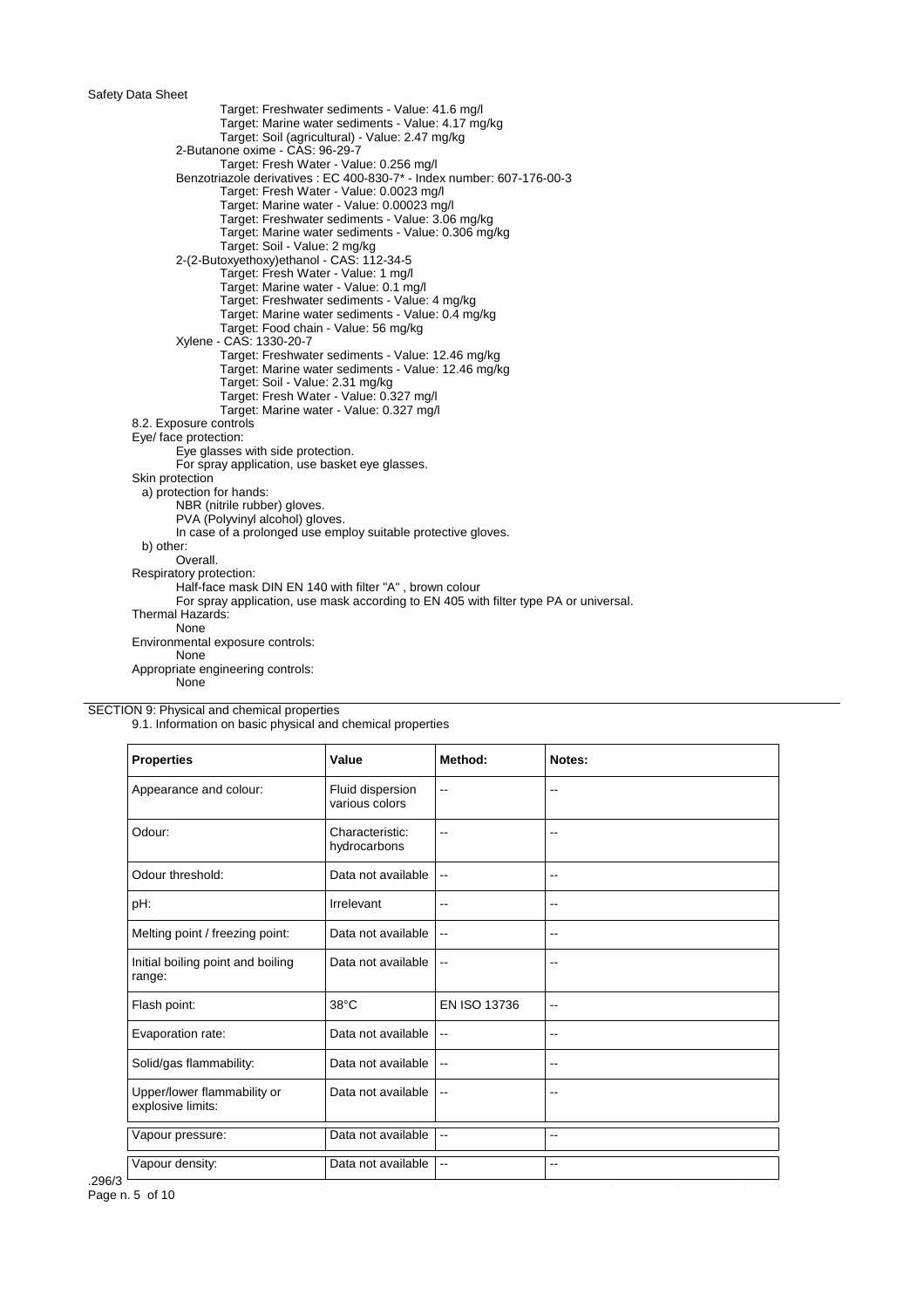Target: Freshwater sediments - Value: 41.6 mg/l
Target: Marine water sediments - Value: 4.17 mg/kg
Target: Soil (agricultural) - Value: 2.47 mg/kg

2-Butanone oxime - CAS: 96-29-7
- Target: Fresh Water - Value: 0.256 mg/l

Benzotriazole derivatives : EC 400-830-7* - Index number: 607-176-00-3
- Target: Fresh Water - Value: 0.0023 mg/l
- Target: Marine water - Value: 0.00023 mg/l
- Target: Freshwater sediments - Value: 3.06 mg/kg
- Target: Marine water sediments - Value: 0.306 mg/kg
- Target: Soil - Value: 2 mg/kg

2-(2-Butoxyethoxy)ethanol - CAS: 112-34-5
- Target: Fresh Water - Value: 1 mg/l
- Target: Marine water - Value: 0.1 mg/l
- Target: Freshwater sediments - Value: 4 mg/kg
- Target: Marine water sediments - Value: 0.4 mg/kg
- Target: Food chain - Value: 56 mg/kg

Xylene - CAS: 1330-20-7
- Target: Freshwater sediments - Value: 12.46 mg/kg
- Target: Marine water sediments - Value: 12.46 mg/kg
- Target: Soil - Value: 2.31 mg/kg
- Target: Fresh Water - Value: 0.327 mg/l
- Target: Marine water - Value: 0.327 mg/l

### 8.2. Exposure controls

Eye/ face protection:
Eye glasses with side protection.
For spray application, use basket eye glasses.

Skin protection
a) protection for hands:
NBR (nitrile rubber) gloves.
PVA (Polyvinyl alcohol) gloves.
In case of a prolonged use employ suitable protective gloves.
b) other:
Overall.

Respiratory protection:
Half-face mask DIN EN 140 with filter "A" , brown colour
For spray application, use mask according to EN 405 with filter type PA or universal.

Thermal Hazards:
None

Environmental exposure controls:
None

Appropriate engineering controls:
None

## SECTION 9: Physical and chemical properties

### 9.1. Information on basic physical and chemical properties

| Properties | Value | Method: | Notes: |
|---|---|---|---|
| Appearance and colour: | Fluid dispersion various colors | -- | -- |
| Odour: | Characteristic: hydrocarbons | -- | -- |
| Odour threshold: | Data not available | -- | -- |
| pH: | Irrelevant | -- | -- |
| Melting point / freezing point: | Data not available | -- | -- |
| Initial boiling point and boiling range: | Data not available | -- | -- |
| Flash point: | 38°C | EN ISO 13736 | -- |
| Evaporation rate: | Data not available | -- | -- |
| Solid/gas flammability: | Data not available | -- | -- |
| Upper/lower flammability or explosive limits: | Data not available | -- | -- |
| Vapour pressure: | Data not available | -- | -- |
| Vapour density: | Data not available | -- | -- |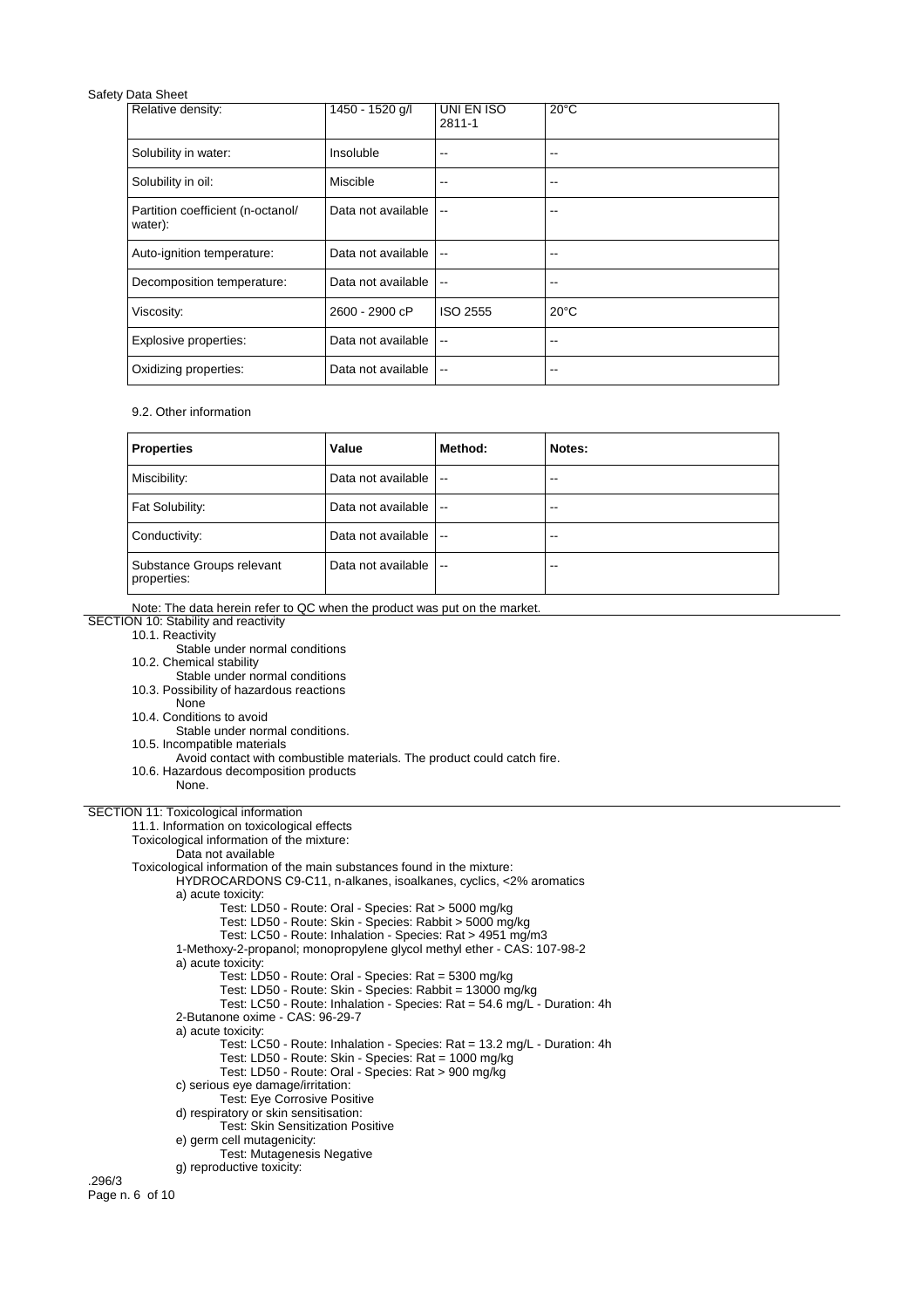| Relative density: | 1450 - 1520 g/l | UNI EN ISO 2811-1 | 20°C |
|---|---|---|---|
| Solubility in water: | Insoluble | -- | -- |
| Solubility in oil: | Miscible | -- | -- |
| Partition coefficient (n-octanol/ water): | Data not available | -- | -- |
| Auto-ignition temperature: | Data not available | -- | -- |
| Decomposition temperature: | Data not available | -- | -- |
| Viscosity: | 2600 - 2900 cP | ISO 2555 | 20°C |
| Explosive properties: | Data not available | -- | -- |
| Oxidizing properties: | Data not available | -- | -- |

9.2. Other information

| **Properties** | **Value** | **Method:** | **Notes:** |
|---|---|---|---|
| Miscibility: | Data not available | -- | -- |
| Fat Solubility: | Data not available | -- | -- |
| Conductivity: | Data not available | -- | -- |
| Substance Groups relevant properties: | Data not available | -- | -- |

Note: The data herein refer to QC when the product was put on the market.

## SECTION 10: Stability and reactivity

10.1. Reactivity
Stable under normal conditions

10.2. Chemical stability
Stable under normal conditions

10.3. Possibility of hazardous reactions
None

10.4. Conditions to avoid
Stable under normal conditions.

10.5. Incompatible materials
Avoid contact with combustible materials. The product could catch fire.

10.6. Hazardous decomposition products
None.

## SECTION 11: Toxicological information

11.1. Information on toxicological effects

Toxicological information of the mixture:
Data not available

Toxicological information of the main substances found in the mixture:

HYDROCARDONS C9-C11, n-alkanes, isoalkanes, cyclics, <2% aromatics

a) acute toxicity:
- Test: LD50 - Route: Oral - Species: Rat > 5000 mg/kg
- Test: LD50 - Route: Skin - Species: Rabbit > 5000 mg/kg
- Test: LC50 - Route: Inhalation - Species: Rat > 4951 mg/m3

1-Methoxy-2-propanol; monopropylene glycol methyl ether - CAS: 107-98-2

a) acute toxicity:
- Test: LD50 - Route: Oral - Species: Rat = 5300 mg/kg
- Test: LD50 - Route: Skin - Species: Rabbit = 13000 mg/kg
- Test: LC50 - Route: Inhalation - Species: Rat = 54.6 mg/L - Duration: 4h

2-Butanone oxime - CAS: 96-29-7

a) acute toxicity:
- Test: LC50 - Route: Inhalation - Species: Rat = 13.2 mg/L - Duration: 4h
- Test: LD50 - Route: Skin - Species: Rat = 1000 mg/kg
- Test: LD50 - Route: Oral - Species: Rat > 900 mg/kg

c) serious eye damage/irritation:
- Test: Eye Corrosive Positive

d) respiratory or skin sensitisation:
- Test: Skin Sensitization Positive

e) germ cell mutagenicity:
- Test: Mutagenesis Negative

g) reproductive toxicity: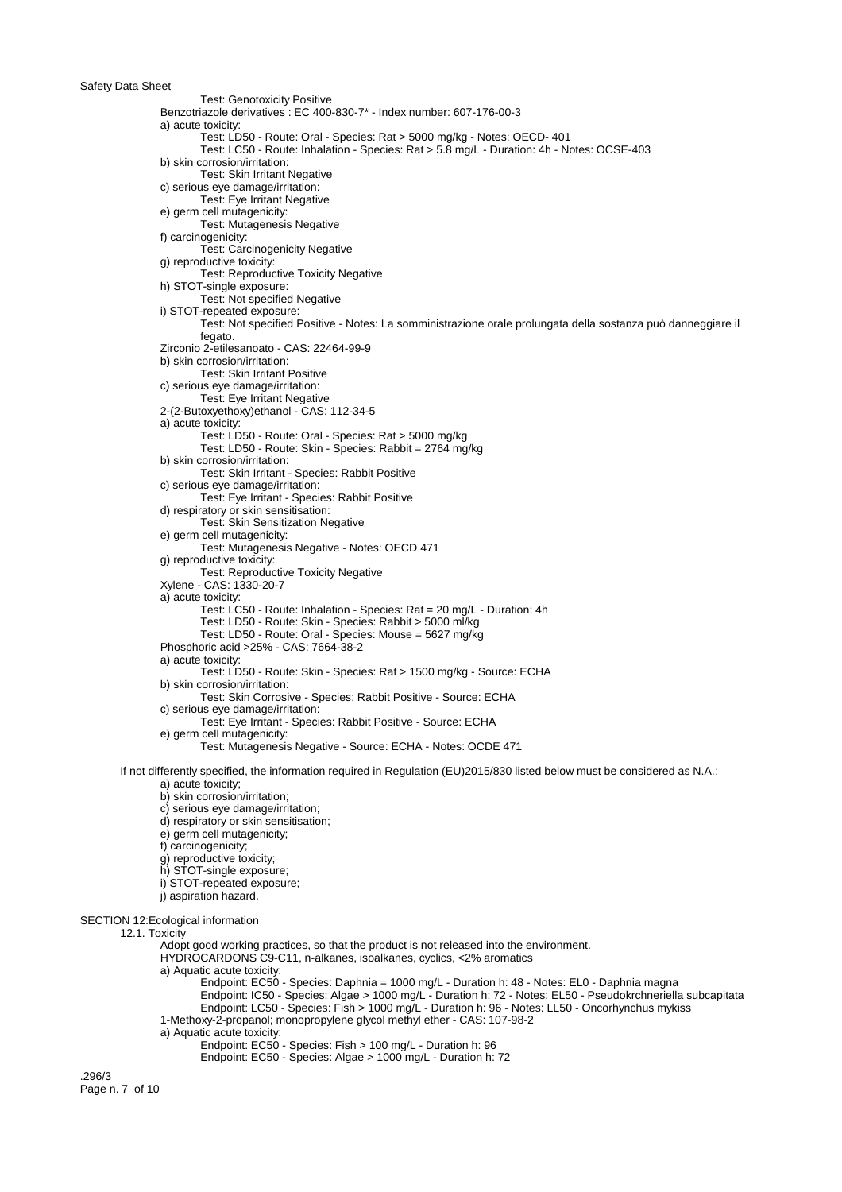Test: Genotoxicity Positive

Benzotriazole derivatives : EC 400-830-7* - Index number: 607-176-00-3

a) acute toxicity:
- Test: LD50 - Route: Oral - Species: Rat > 5000 mg/kg - Notes: OECD- 401
- Test: LC50 - Route: Inhalation - Species: Rat > 5.8 mg/L - Duration: 4h - Notes: OCSE-403

b) skin corrosion/irritation:
- Test: Skin Irritant Negative

c) serious eye damage/irritation:
- Test: Eye Irritant Negative

e) germ cell mutagenicity:
- Test: Mutagenesis Negative

f) carcinogenicity:
- Test: Carcinogenicity Negative

g) reproductive toxicity:
- Test: Reproductive Toxicity Negative

h) STOT-single exposure:
- Test: Not specified Negative

i) STOT-repeated exposure:
- Test: Not specified Positive - Notes: La somministrazione orale prolungata della sostanza può danneggiare il fegato.

Zirconio 2-etilesanoato - CAS: 22464-99-9

b) skin corrosion/irritation:
- Test: Skin Irritant Positive

c) serious eye damage/irritation:
- Test: Eye Irritant Negative

2-(2-Butoxyethoxy)ethanol - CAS: 112-34-5

a) acute toxicity:
- Test: LD50 - Route: Oral - Species: Rat > 5000 mg/kg
- Test: LD50 - Route: Skin - Species: Rabbit = 2764 mg/kg

b) skin corrosion/irritation:
- Test: Skin Irritant - Species: Rabbit Positive

c) serious eye damage/irritation:
- Test: Eye Irritant - Species: Rabbit Positive

d) respiratory or skin sensitisation:
- Test: Skin Sensitization Negative

e) germ cell mutagenicity:
- Test: Mutagenesis Negative - Notes: OECD 471

g) reproductive toxicity:
- Test: Reproductive Toxicity Negative

Xylene - CAS: 1330-20-7

a) acute toxicity:
- Test: LC50 - Route: Inhalation - Species: Rat = 20 mg/L - Duration: 4h
- Test: LD50 - Route: Skin - Species: Rabbit > 5000 ml/kg
- Test: LD50 - Route: Oral - Species: Mouse = 5627 mg/kg

Phosphoric acid >25% - CAS: 7664-38-2

a) acute toxicity:
- Test: LD50 - Route: Skin - Species: Rat > 1500 mg/kg - Source: ECHA

b) skin corrosion/irritation:
- Test: Skin Corrosive - Species: Rabbit Positive - Source: ECHA

c) serious eye damage/irritation:
- Test: Eye Irritant - Species: Rabbit Positive - Source: ECHA

e) germ cell mutagenicity:
- Test: Mutagenesis Negative - Source: ECHA - Notes: OCDE 471

If not differently specified, the information required in Regulation (EU)2015/830 listed below must be considered as N.A.:

a) acute toxicity;
b) skin corrosion/irritation;
c) serious eye damage/irritation;
d) respiratory or skin sensitisation;
e) germ cell mutagenicity;
f) carcinogenicity;
g) reproductive toxicity;
h) STOT-single exposure;
i) STOT-repeated exposure;
j) aspiration hazard.

## SECTION 12:Ecological information

### 12.1. Toxicity

Adopt good working practices, so that the product is not released into the environment.

HYDROCARDONS C9-C11, n-alkanes, isoalkanes, cyclics, <2% aromatics

a) Aquatic acute toxicity:
- Endpoint: EC50 - Species: Daphnia = 1000 mg/L - Duration h: 48 - Notes: EL0 - Daphnia magna
- Endpoint: IC50 - Species: Algae > 1000 mg/L - Duration h: 72 - Notes: EL50 - Pseudokrchneriella subcapitata
- Endpoint: LC50 - Species: Fish > 1000 mg/L - Duration h: 96 - Notes: LL50 - Oncorhynchus mykiss

1-Methoxy-2-propanol; monopropylene glycol methyl ether - CAS: 107-98-2

a) Aquatic acute toxicity:
- Endpoint: EC50 - Species: Fish > 100 mg/L - Duration h: 96
- Endpoint: EC50 - Species: Algae > 1000 mg/L - Duration h: 72

.296/3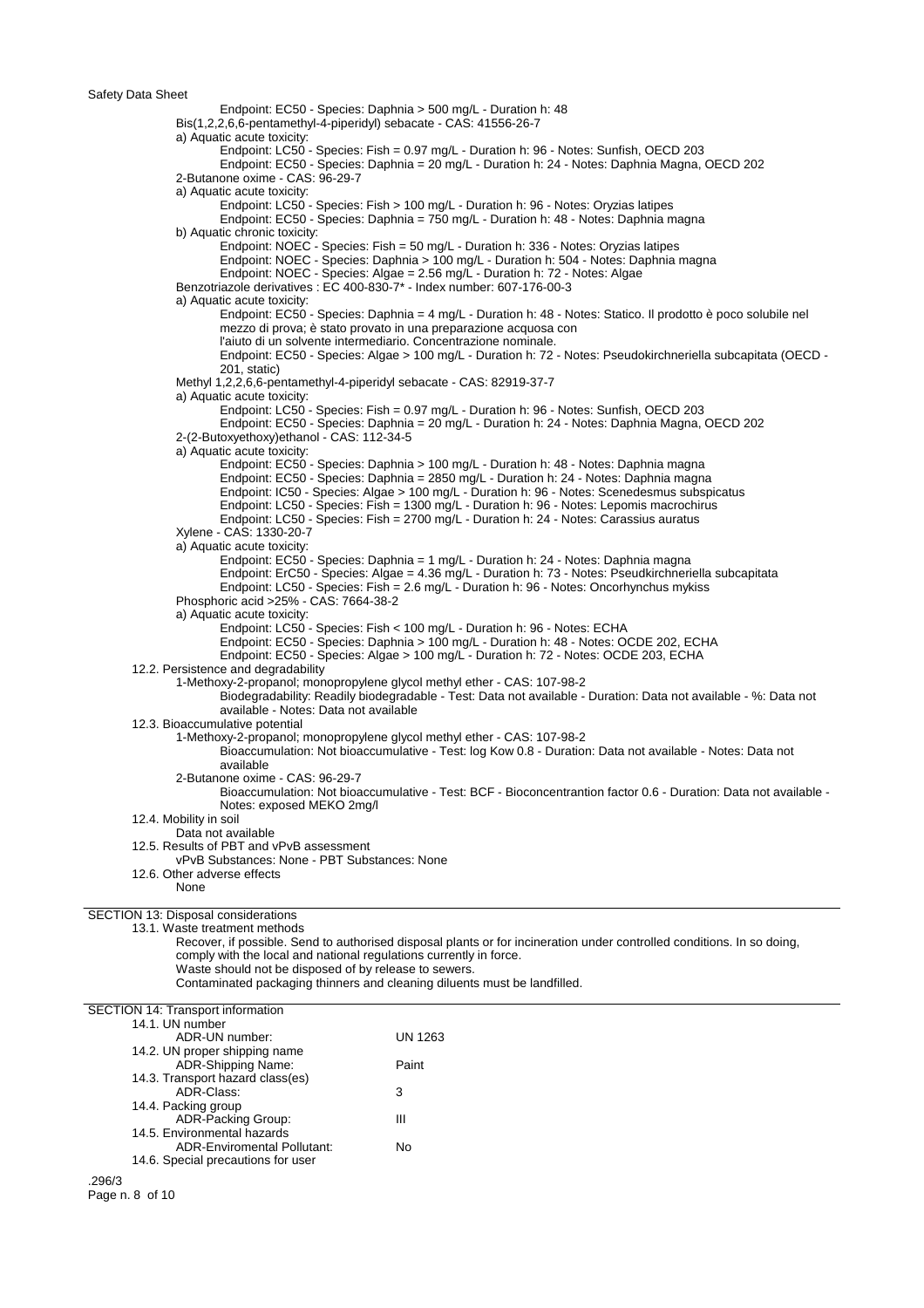Endpoint: EC50 - Species: Daphnia > 500 mg/L - Duration h: 48

Bis(1,2,2,6,6-pentamethyl-4-piperidyl) sebacate - CAS: 41556-26-7

a) Aquatic acute toxicity:

Endpoint: LC50 - Species: Fish = 0.97 mg/L - Duration h: 96 - Notes: Sunfish, OECD 203

Endpoint: EC50 - Species: Daphnia = 20 mg/L - Duration h: 24 - Notes: Daphnia Magna, OECD 202

2-Butanone oxime - CAS: 96-29-7

a) Aquatic acute toxicity:

Endpoint: LC50 - Species: Fish > 100 mg/L - Duration h: 96 - Notes: Oryzias latipes

Endpoint: EC50 - Species: Daphnia = 750 mg/L - Duration h: 48 - Notes: Daphnia magna

b) Aquatic chronic toxicity:

Endpoint: NOEC - Species: Fish = 50 mg/L - Duration h: 336 - Notes: Oryzias latipes

Endpoint: NOEC - Species: Daphnia > 100 mg/L - Duration h: 504 - Notes: Daphnia magna

Endpoint: NOEC - Species: Algae = 2.56 mg/L - Duration h: 72 - Notes: Algae

Benzotriazole derivatives : EC 400-830-7* - Index number: 607-176-00-3

a) Aquatic acute toxicity:

Endpoint: EC50 - Species: Daphnia = 4 mg/L - Duration h: 48 - Notes: Statico. Il prodotto è poco solubile nel mezzo di prova; è stato provato in una preparazione acquosa con l'aiuto di un solvente intermediario. Concentrazione nominale.

Endpoint: EC50 - Species: Algae > 100 mg/L - Duration h: 72 - Notes: Pseudokirchneriella subcapitata (OECD - 201, static)

Methyl 1,2,2,6,6-pentamethyl-4-piperidyl sebacate - CAS: 82919-37-7

a) Aquatic acute toxicity:

Endpoint: LC50 - Species: Fish = 0.97 mg/L - Duration h: 96 - Notes: Sunfish, OECD 203

Endpoint: EC50 - Species: Daphnia = 20 mg/L - Duration h: 24 - Notes: Daphnia Magna, OECD 202

2-(2-Butoxyethoxy)ethanol - CAS: 112-34-5

a) Aquatic acute toxicity:

Endpoint: EC50 - Species: Daphnia > 100 mg/L - Duration h: 48 - Notes: Daphnia magna

Endpoint: EC50 - Species: Daphnia = 2850 mg/L - Duration h: 24 - Notes: Daphnia magna

Endpoint: IC50 - Species: Algae > 100 mg/L - Duration h: 96 - Notes: Scenedesmus subspicatus

Endpoint: LC50 - Species: Fish = 1300 mg/L - Duration h: 96 - Notes: Lepomis macrochirus

Endpoint: LC50 - Species: Fish = 2700 mg/L - Duration h: 24 - Notes: Carassius auratus

Xylene - CAS: 1330-20-7

a) Aquatic acute toxicity:

Endpoint: EC50 - Species: Daphnia = 1 mg/L - Duration h: 24 - Notes: Daphnia magna

Endpoint: ErC50 - Species: Algae = 4.36 mg/L - Duration h: 73 - Notes: Pseudkirchneriella subcapitata

Endpoint: LC50 - Species: Fish = 2.6 mg/L - Duration h: 96 - Notes: Oncorhynchus mykiss

Phosphoric acid >25% - CAS: 7664-38-2

a) Aquatic acute toxicity:

Endpoint: LC50 - Species: Fish < 100 mg/L - Duration h: 96 - Notes: ECHA

Endpoint: EC50 - Species: Daphnia > 100 mg/L - Duration h: 48 - Notes: OCDE 202, ECHA

Endpoint: EC50 - Species: Algae > 100 mg/L - Duration h: 72 - Notes: OCDE 203, ECHA

12.2. Persistence and degradability

1-Methoxy-2-propanol; monopropylene glycol methyl ether - CAS: 107-98-2

Biodegradability: Readily biodegradable - Test: Data not available - Duration: Data not available - %: Data not available - Notes: Data not available

12.3. Bioaccumulative potential

1-Methoxy-2-propanol; monopropylene glycol methyl ether - CAS: 107-98-2

Bioaccumulation: Not bioaccumulative - Test: log Kow 0.8 - Duration: Data not available - Notes: Data not available

2-Butanone oxime - CAS: 96-29-7

Bioaccumulation: Not bioaccumulative - Test: BCF - Bioconcentrantion factor 0.6 - Duration: Data not available - Notes: exposed MEKO 2mg/l

12.4. Mobility in soil

Data not available

12.5. Results of PBT and vPvB assessment

vPvB Substances: None - PBT Substances: None

12.6. Other adverse effects

None

## SECTION 13: Disposal considerations

13.1. Waste treatment methods

Recover, if possible. Send to authorised disposal plants or for incineration under controlled conditions. In so doing, comply with the local and national regulations currently in force.

Waste should not be disposed of by release to sewers.

Contaminated packaging thinners and cleaning diluents must be landfilled.

## SECTION 14: Transport information

14.1. UN number

| ADR-UN number: | UN 1263 |
|---|---|

14.2. UN proper shipping name

| ADR-Shipping Name: | Paint |
|---|---|

14.3. Transport hazard class(es)

| ADR-Class: | 3 |
|---|---|

14.4. Packing group

| ADR-Packing Group: | III |
|---|---|

14.5. Environmental hazards

| ADR-Enviromental Pollutant: | No |
|---|---|

14.6. Special precautions for user

.296/3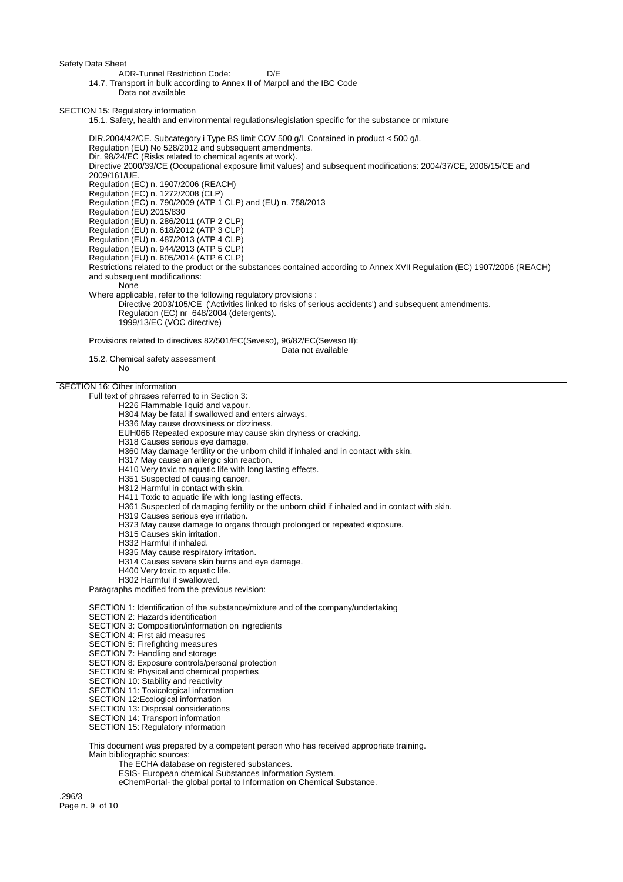ADR-Tunnel Restriction Code: D/E

14.7. Transport in bulk according to Annex II of Marpol and the IBC Code

Data not available

## SECTION 15: Regulatory information

15.1. Safety, health and environmental regulations/legislation specific for the substance or mixture

DIR.2004/42/CE. Subcategory i Type BS limit COV 500 g/l. Contained in product < 500 g/l.
Regulation (EU) No 528/2012 and subsequent amendments.
Dir. 98/24/EC (Risks related to chemical agents at work).
Directive 2000/39/CE (Occupational exposure limit values) and subsequent modifications: 2004/37/CE, 2006/15/CE and 2009/161/UE.
Regulation (EC) n. 1907/2006 (REACH)
Regulation (EC) n. 1272/2008 (CLP)
Regulation (EC) n. 790/2009 (ATP 1 CLP) and (EU) n. 758/2013
Regulation (EU) 2015/830
Regulation (EU) n. 286/2011 (ATP 2 CLP)
Regulation (EU) n. 618/2012 (ATP 3 CLP)
Regulation (EU) n. 487/2013 (ATP 4 CLP)
Regulation (EU) n. 944/2013 (ATP 5 CLP)
Regulation (EU) n. 605/2014 (ATP 6 CLP)
Restrictions related to the product or the substances contained according to Annex XVII Regulation (EC) 1907/2006 (REACH) and subsequent modifications:

None

Where applicable, refer to the following regulatory provisions :

Directive 2003/105/CE ('Activities linked to risks of serious accidents') and subsequent amendments.
Regulation (EC) nr 648/2004 (detergents).
1999/13/EC (VOC directive)

Provisions related to directives 82/501/EC(Seveso), 96/82/EC(Seveso II):

Data not available

15.2. Chemical safety assessment

No

## SECTION 16: Other information

Full text of phrases referred to in Section 3:

- H226 Flammable liquid and vapour.
- H304 May be fatal if swallowed and enters airways.
- H336 May cause drowsiness or dizziness.
- EUH066 Repeated exposure may cause skin dryness or cracking.
- H318 Causes serious eye damage.
- H360 May damage fertility or the unborn child if inhaled and in contact with skin.
- H317 May cause an allergic skin reaction.
- H410 Very toxic to aquatic life with long lasting effects.
- H351 Suspected of causing cancer.
- H312 Harmful in contact with skin.
- H411 Toxic to aquatic life with long lasting effects.
- H361 Suspected of damaging fertility or the unborn child if inhaled and in contact with skin.
- H319 Causes serious eye irritation.
- H373 May cause damage to organs through prolonged or repeated exposure.
- H315 Causes skin irritation.
- H332 Harmful if inhaled.
- H335 May cause respiratory irritation.
- H314 Causes severe skin burns and eye damage.
- H400 Very toxic to aquatic life.
- H302 Harmful if swallowed.

Paragraphs modified from the previous revision:

- SECTION 1: Identification of the substance/mixture and of the company/undertaking
- SECTION 2: Hazards identification
- SECTION 3: Composition/information on ingredients
- SECTION 4: First aid measures
- SECTION 5: Firefighting measures
- SECTION 7: Handling and storage
- SECTION 8: Exposure controls/personal protection
- SECTION 9: Physical and chemical properties
- SECTION 10: Stability and reactivity
- SECTION 11: Toxicological information
- SECTION 12:Ecological information
- SECTION 13: Disposal considerations
- SECTION 14: Transport information
- SECTION 15: Regulatory information

This document was prepared by a competent person who has received appropriate training.

Main bibliographic sources:

- The ECHA database on registered substances.
- ESIS- European chemical Substances Information System.
- eChemPortal- the global portal to Information on Chemical Substance.

.296/3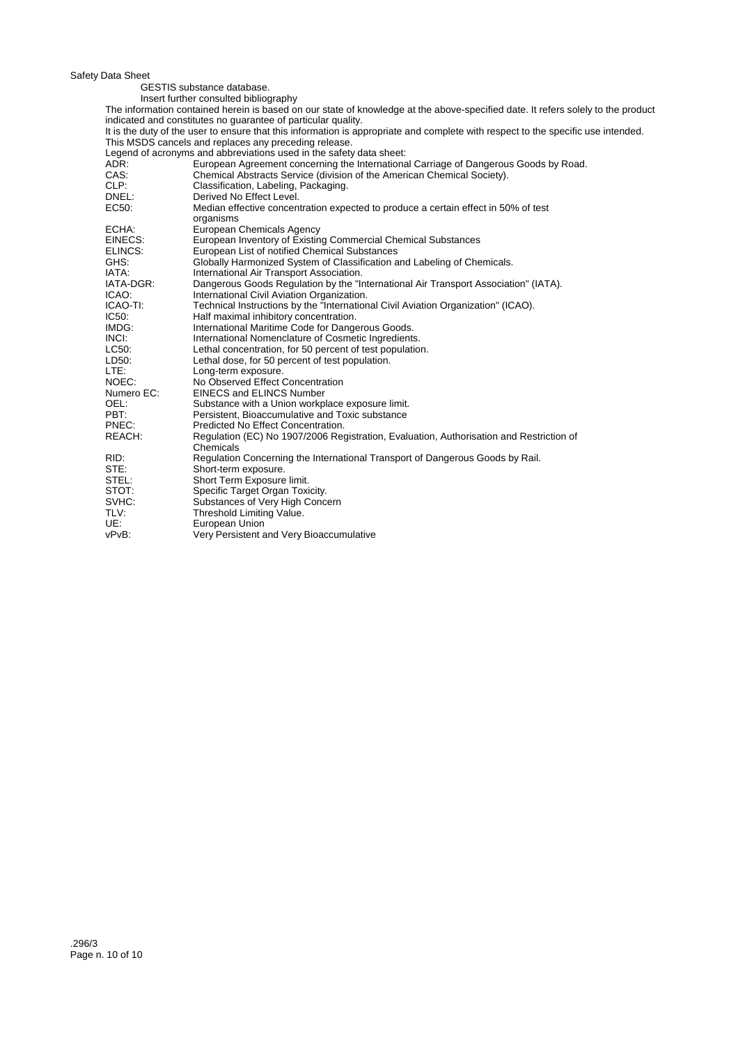GESTIS substance database.

Insert further consulted bibliography

The information contained herein is based on our state of knowledge at the above-specified date. It refers solely to the product indicated and constitutes no guarantee of particular quality.

It is the duty of the user to ensure that this information is appropriate and complete with respect to the specific use intended.

This MSDS cancels and replaces any preceding release.

Legend of acronyms and abbreviations used in the safety data sheet:

| | |
|---|---|
| ADR: | European Agreement concerning the International Carriage of Dangerous Goods by Road. |
| CAS: | Chemical Abstracts Service (division of the American Chemical Society). |
| CLP: | Classification, Labeling, Packaging. |
| DNEL: | Derived No Effect Level. |
| EC50: | Median effective concentration expected to produce a certain effect in 50% of test organisms |
| ECHA: | European Chemicals Agency |
| EINECS: | European Inventory of Existing Commercial Chemical Substances |
| ELINCS: | European List of notified Chemical Substances |
| GHS: | Globally Harmonized System of Classification and Labeling of Chemicals. |
| IATA: | International Air Transport Association. |
| IATA-DGR: | Dangerous Goods Regulation by the "International Air Transport Association" (IATA). |
| ICAO: | International Civil Aviation Organization. |
| ICAO-TI: | Technical Instructions by the "International Civil Aviation Organization" (ICAO). |
| IC50: | Half maximal inhibitory concentration. |
| IMDG: | International Maritime Code for Dangerous Goods. |
| INCI: | International Nomenclature of Cosmetic Ingredients. |
| LC50: | Lethal concentration, for 50 percent of test population. |
| LD50: | Lethal dose, for 50 percent of test population. |
| LTE: | Long-term exposure. |
| NOEC: | No Observed Effect Concentration |
| Numero EC: | EINECS and ELINCS Number |
| OEL: | Substance with a Union workplace exposure limit. |
| PBT: | Persistent, Bioaccumulative and Toxic substance |
| PNEC: | Predicted No Effect Concentration. |
| REACH: | Regulation (EC) No 1907/2006 Registration, Evaluation, Authorisation and Restriction of Chemicals |
| RID: | Regulation Concerning the International Transport of Dangerous Goods by Rail. |
| STE: | Short-term exposure. |
| STEL: | Short Term Exposure limit. |
| STOT: | Specific Target Organ Toxicity. |
| SVHC: | Substances of Very High Concern |
| TLV: | Threshold Limiting Value. |
| UE: | European Union |
| vPvB: | Very Persistent and Very Bioaccumulative |